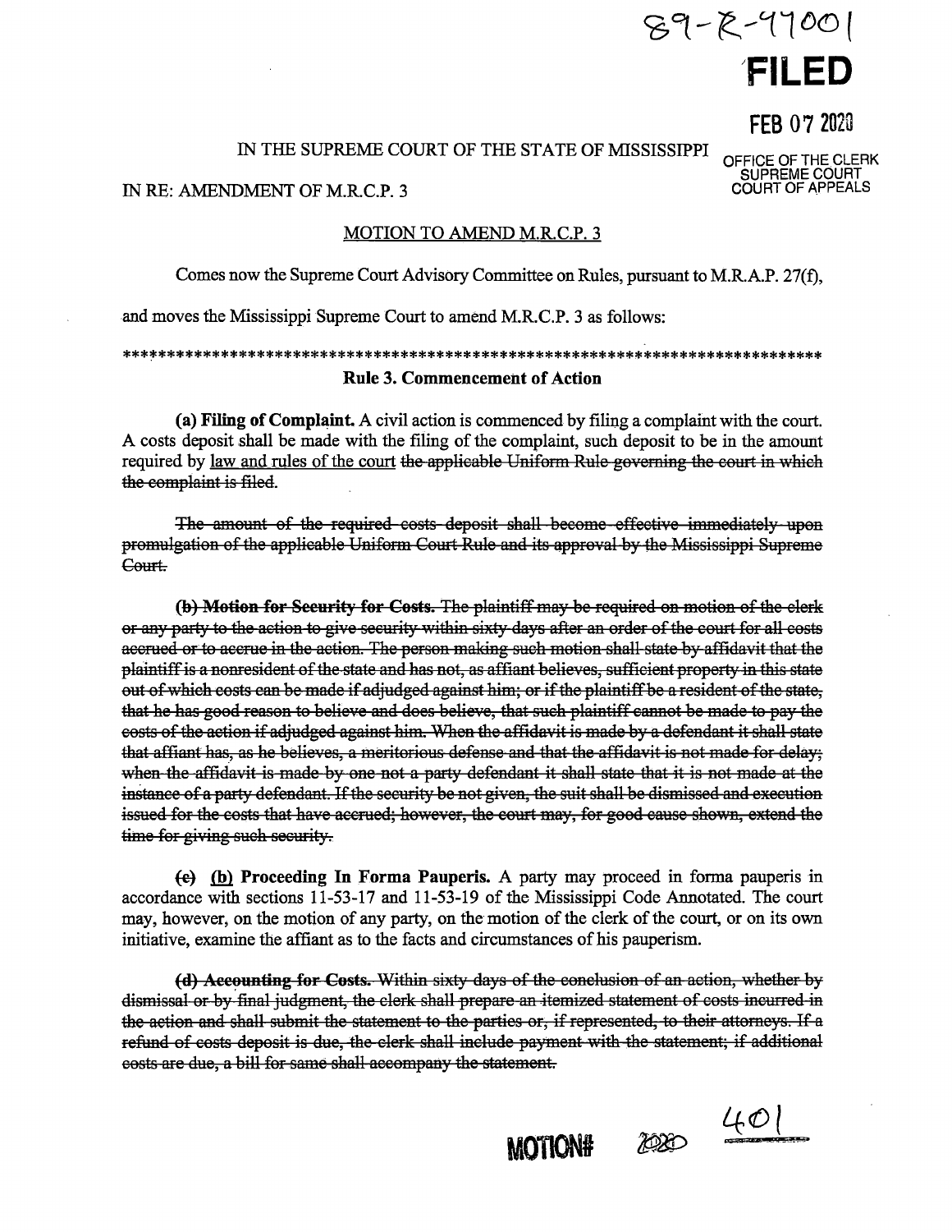89-R-99001

**FILED**

FEB 07 2020

OFFICE OF THE CLERK
SUPREME COURT
COURT OF APPEALS

IN THE SUPREME COURT OF THE STATE OF MISSISSIPPI

IN RE: AMENDMENT OF M.R.C.P. 3

<u>MOTION TO AMEND M.R.C.P. 3</u>

Comes now the Supreme Court Advisory Committee on Rules, pursuant to M.R.A.P. 27(f), and moves the Mississippi Supreme Court to amend M.R.C.P. 3 as follows:

*******************************************************************************

**Rule 3. Commencement of Action**

**(a) Filing of Complaint.** A civil action is commenced by filing a complaint with the court. A costs deposit shall be made with the filing of the complaint, such deposit to be in the amount required by <u>law and rules of the court</u> ~~the applicable Uniform Rule governing the court in which the complaint is filed~~.

~~The amount of the required costs deposit shall become effective immediately upon promulgation of the applicable Uniform Court Rule and its approval by the Mississippi Supreme Court.~~

~~**(b) Motion for Security for Costs.** The plaintiff may be required on motion of the clerk or any party to the action to give security within sixty days after an order of the court for all costs accrued or to accrue in the action. The person making such motion shall state by affidavit that the plaintiff is a nonresident of the state and has not, as affiant believes, sufficient property in this state out of which costs can be made if adjudged against him; or if the plaintiff be a resident of the state, that he has good reason to believe and does believe, that such plaintiff cannot be made to pay the costs of the action if adjudged against him. When the affidavit is made by a defendant it shall state that affiant has, as he believes, a meritorious defense and that the affidavit is not made for delay; when the affidavit is made by one not a party defendant it shall state that it is not made at the instance of a party defendant. If the security be not given, the suit shall be dismissed and execution issued for the costs that have accrued; however, the court may, for good cause shown, extend the time for giving such security.~~

~~**(c)**~~ **<u>(b)</u> Proceeding In Forma Pauperis.** A party may proceed in forma pauperis in accordance with sections 11-53-17 and 11-53-19 of the Mississippi Code Annotated. The court may, however, on the motion of any party, on the motion of the clerk of the court, or on its own initiative, examine the affiant as to the facts and circumstances of his pauperism.

~~**(d) Accounting for Costs.** Within sixty days of the conclusion of an action, whether by dismissal or by final judgment, the clerk shall prepare an itemized statement of costs incurred in the action and shall submit the statement to the parties or, if represented, to their attorneys. If a refund of costs deposit is due, the clerk shall include payment with the statement; if additional costs are due, a bill for same shall accompany the statement.~~

MOTION# 2020 401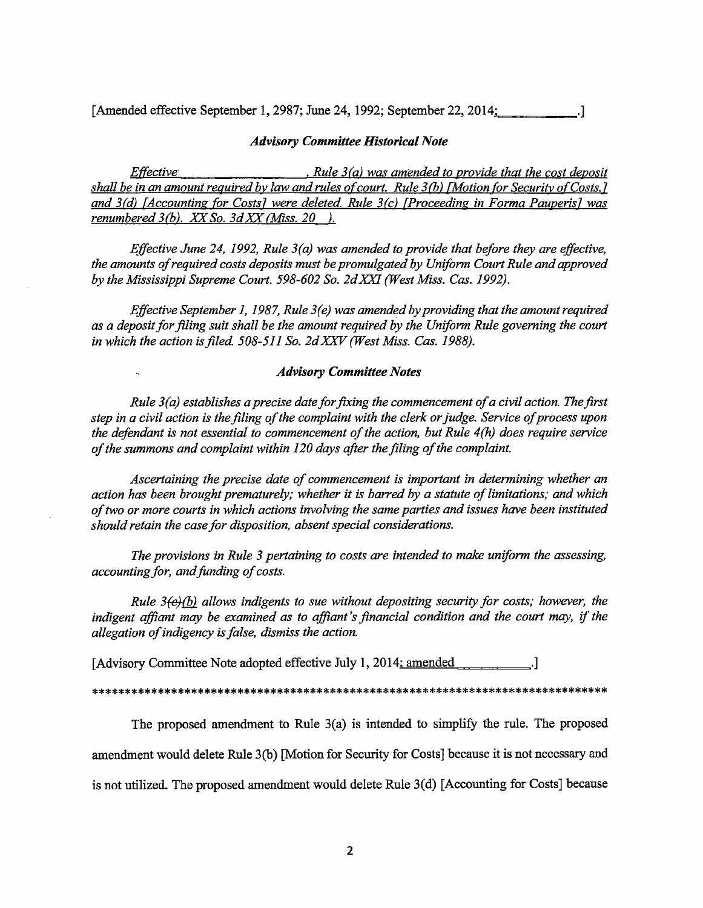[Amended effective September 1, 2987; June 24, 1992; September 22, 2014;\_\_\_\_\_\_\_\_\_\_.]

### *Advisory Committee Historical Note*

*Effective \_\_\_\_\_\_\_\_\_\_\_\_\_\_\_\_\_\_, Rule 3(a) was amended to provide that the cost deposit shall be in an amount required by law and rules of court. Rule 3(b) [Motion for Security of Costs.] and 3(d) [Accounting for Costs] were deleted. Rule 3(c) [Proceeding in Forma Pauperis] was renumbered 3(b). XX So. 3d XX (Miss. 20\_\_).*

*Effective June 24, 1992, Rule 3(a) was amended to provide that before they are effective, the amounts of required costs deposits must be promulgated by Uniform Court Rule and approved by the Mississippi Supreme Court. 598-602 So. 2d XXI (West Miss. Cas. 1992).*

*Effective September 1, 1987, Rule 3(e) was amended by providing that the amount required as a deposit for filing suit shall be the amount required by the Uniform Rule governing the court in which the action is filed. 508-511 So. 2d XXV (West Miss. Cas. 1988).*

### *Advisory Committee Notes*

*Rule 3(a) establishes a precise date for fixing the commencement of a civil action. The first step in a civil action is the filing of the complaint with the clerk or judge. Service of process upon the defendant is not essential to commencement of the action, but Rule 4(h) does require service of the summons and complaint within 120 days after the filing of the complaint.*

*Ascertaining the precise date of commencement is important in determining whether an action has been brought prematurely; whether it is barred by a statute of limitations; and which of two or more courts in which actions involving the same parties and issues have been instituted should retain the case for disposition, absent special considerations.*

*The provisions in Rule 3 pertaining to costs are intended to make uniform the assessing, accounting for, and funding of costs.*

*Rule 3~~(c)~~(b) allows indigents to sue without depositing security for costs; however, the indigent affiant may be examined as to affiant's financial condition and the court may, if the allegation of indigency is false, dismiss the action.*

[Advisory Committee Note adopted effective July 1, 2014; amended \_\_\_\_\_\_\_\_\_\_.]

\*\*\*\*\*\*\*\*\*\*\*\*\*\*\*\*\*\*\*\*\*\*\*\*\*\*\*\*\*\*\*\*\*\*\*\*\*\*\*\*\*\*\*\*\*\*\*\*\*\*\*\*\*\*\*\*\*\*\*\*\*\*\*\*\*\*\*\*\*\*\*\*\*\*\*\*\*\*

The proposed amendment to Rule 3(a) is intended to simplify the rule. The proposed amendment would delete Rule 3(b) [Motion for Security for Costs] because it is not necessary and is not utilized. The proposed amendment would delete Rule 3(d) [Accounting for Costs] because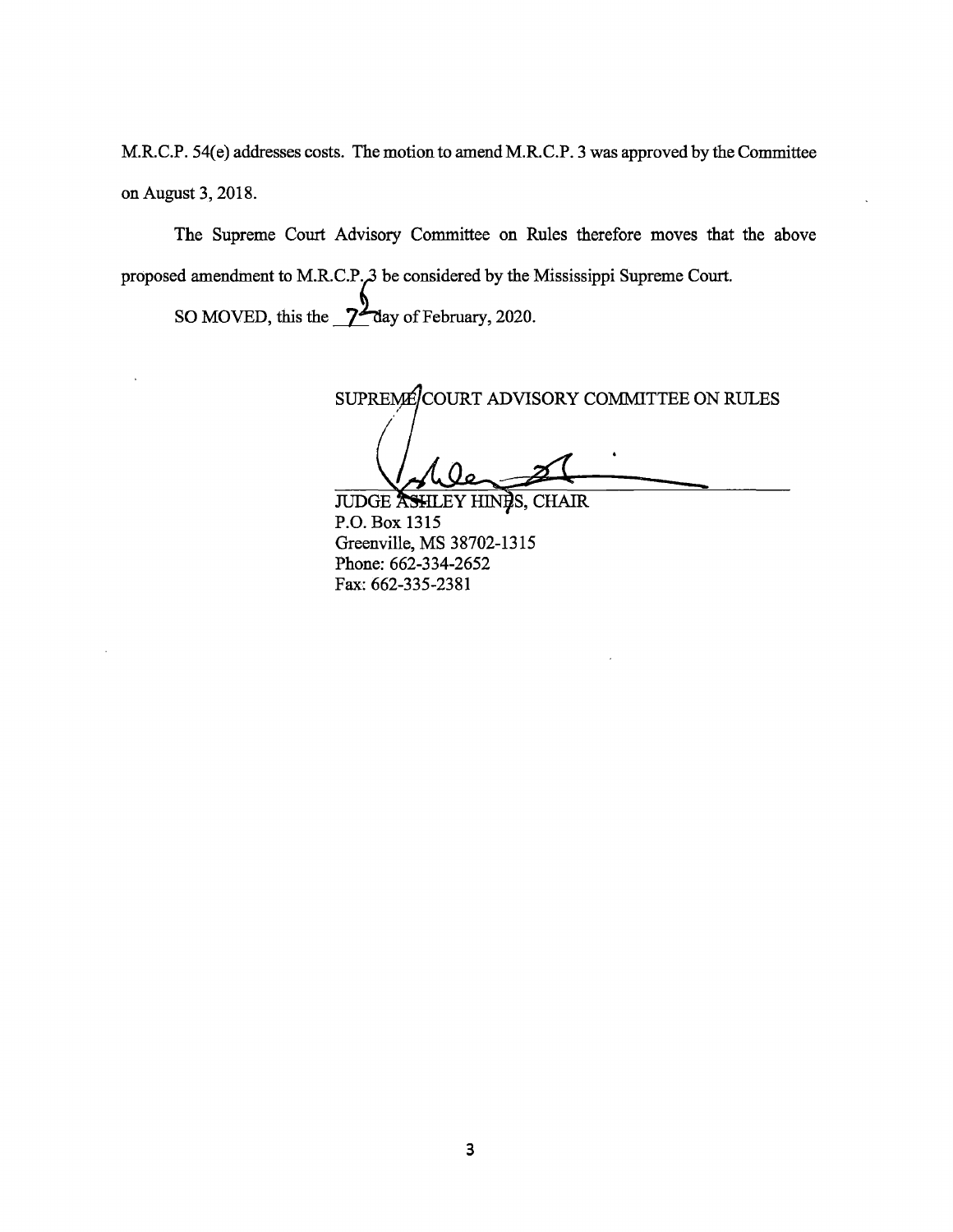M.R.C.P. 54(e) addresses costs. The motion to amend M.R.C.P. 3 was approved by the Committee on August 3, 2018.

The Supreme Court Advisory Committee on Rules therefore moves that the above proposed amendment to M.R.C.P. 3 be considered by the Mississippi Supreme Court.

SO MOVED, this the 7 day of February, 2020.

SUPREME COURT ADVISORY COMMITTEE ON RULES

JUDGE ASHLEY HINES, CHAIR
P.O. Box 1315
Greenville, MS 38702-1315
Phone: 662-334-2652
Fax: 662-335-2381